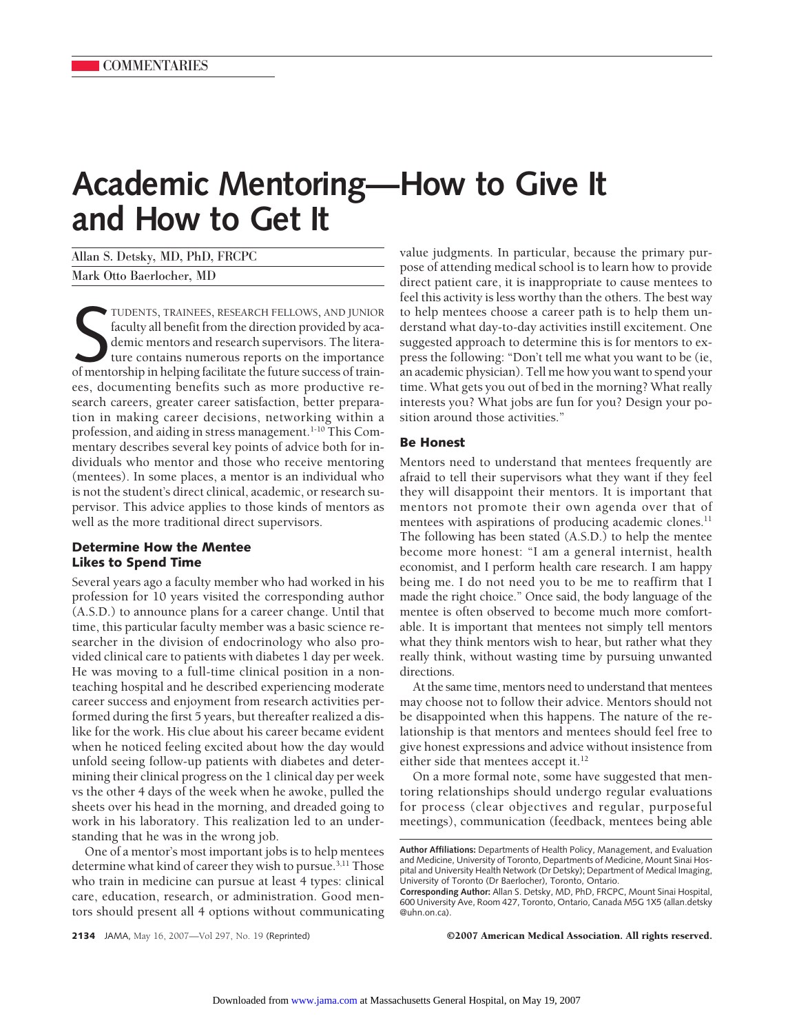# Academic Mentoring—How to Give It and How to Get It

Allan S. Detsky, MD, PhD, FRCPC

Mark Otto Baerlocher, MD

STUDENTS, TRAINEES, RESEARCH FELLOWS, AND JUNIOR faculty all benefit from the direction provided by academic mentors and research supervisors. The literature contains numerous reports on the importance of mentorship in helping facilitate the future success of trainees, documenting benefits such as more productive research careers, greater career satisfaction, better preparation in making career decisions, networking within a profession, and aiding in stress management.[1-10] This Commentary describes several key points of advice both for individuals who mentor and those who receive mentoring (mentees). In some places, a mentor is an individual who is not the student's direct clinical, academic, or research supervisor. This advice applies to those kinds of mentors as well as the more traditional direct supervisors.

## Determine How the Mentee Likes to Spend Time

Several years ago a faculty member who had worked in his profession for 10 years visited the corresponding author (A.S.D.) to announce plans for a career change. Until that time, this particular faculty member was a basic science researcher in the division of endocrinology who also provided clinical care to patients with diabetes 1 day per week. He was moving to a full-time clinical position in a nonteaching hospital and he described experiencing moderate career success and enjoyment from research activities performed during the first 5 years, but thereafter realized a dislike for the work. His clue about his career became evident when he noticed feeling excited about how the day would unfold seeing follow-up patients with diabetes and determining their clinical progress on the 1 clinical day per week vs the other 4 days of the week when he awoke, pulled the sheets over his head in the morning, and dreaded going to work in his laboratory. This realization led to an understanding that he was in the wrong job.

One of a mentor's most important jobs is to help mentees determine what kind of career they wish to pursue.[3,11] Those who train in medicine can pursue at least 4 types: clinical care, education, research, or administration. Good mentors should present all 4 options without communicating value judgments. In particular, because the primary purpose of attending medical school is to learn how to provide direct patient care, it is inappropriate to cause mentees to feel this activity is less worthy than the others. The best way to help mentees choose a career path is to help them understand what day-to-day activities instill excitement. One suggested approach to determine this is for mentors to express the following: "Don't tell me what you want to be (ie, an academic physician). Tell me how you want to spend your time. What gets you out of bed in the morning? What really interests you? What jobs are fun for you? Design your position around those activities."

## Be Honest

Mentors need to understand that mentees frequently are afraid to tell their supervisors what they want if they feel they will disappoint their mentors. It is important that mentors not promote their own agenda over that of mentees with aspirations of producing academic clones.[11] The following has been stated (A.S.D.) to help the mentee become more honest: "I am a general internist, health economist, and I perform health care research. I am happy being me. I do not need you to be me to reaffirm that I made the right choice." Once said, the body language of the mentee is often observed to become much more comfortable. It is important that mentees not simply tell mentors what they think mentors wish to hear, but rather what they really think, without wasting time by pursuing unwanted directions.

At the same time, mentors need to understand that mentees may choose not to follow their advice. Mentors should not be disappointed when this happens. The nature of the relationship is that mentors and mentees should feel free to give honest expressions and advice without insistence from either side that mentees accept it.[12]

On a more formal note, some have suggested that mentoring relationships should undergo regular evaluations for process (clear objectives and regular, purposeful meetings), communication (feedback, mentees being able

**Author Affiliations:** Departments of Health Policy, Management, and Evaluation and Medicine, University of Toronto, Departments of Medicine, Mount Sinai Hospital and University Health Network (Dr Detsky); Department of Medical Imaging, University of Toronto (Dr Baerlocher), Toronto, Ontario.

**Corresponding Author:** Allan S. Detsky, MD, PhD, FRCPC, Mount Sinai Hospital, 600 University Ave, Room 427, Toronto, Ontario, Canada M5G 1X5 (allan.detsky@uhn.on.ca).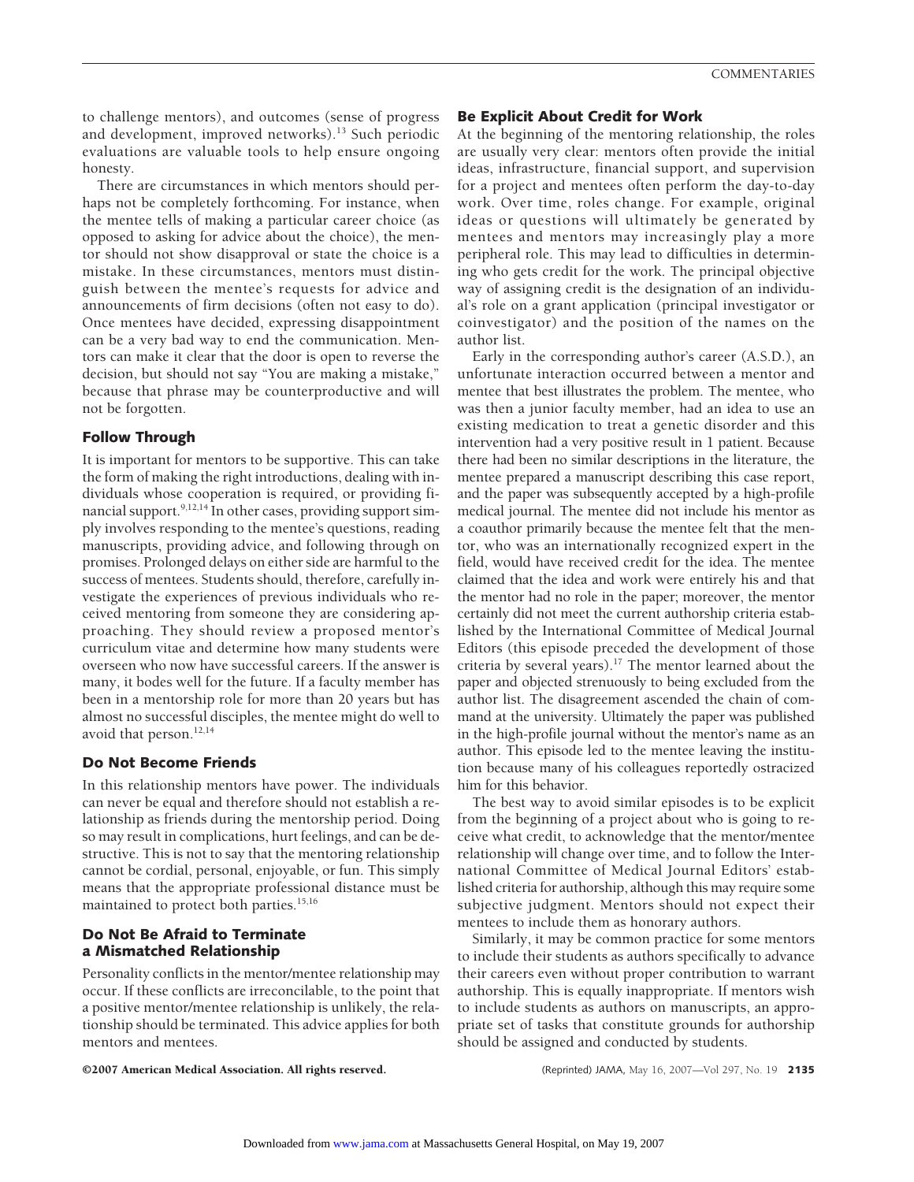to challenge mentors), and outcomes (sense of progress and development, improved networks).[13] Such periodic evaluations are valuable tools to help ensure ongoing honesty.

There are circumstances in which mentors should perhaps not be completely forthcoming. For instance, when the mentee tells of making a particular career choice (as opposed to asking for advice about the choice), the mentor should not show disapproval or state the choice is a mistake. In these circumstances, mentors must distinguish between the mentee's requests for advice and announcements of firm decisions (often not easy to do). Once mentees have decided, expressing disappointment can be a very bad way to end the communication. Mentors can make it clear that the door is open to reverse the decision, but should not say "You are making a mistake," because that phrase may be counterproductive and will not be forgotten.

## Follow Through

It is important for mentors to be supportive. This can take the form of making the right introductions, dealing with individuals whose cooperation is required, or providing financial support.[9,12,14] In other cases, providing support simply involves responding to the mentee's questions, reading manuscripts, providing advice, and following through on promises. Prolonged delays on either side are harmful to the success of mentees. Students should, therefore, carefully investigate the experiences of previous individuals who received mentoring from someone they are considering approaching. They should review a proposed mentor's curriculum vitae and determine how many students were overseen who now have successful careers. If the answer is many, it bodes well for the future. If a faculty member has been in a mentorship role for more than 20 years but has almost no successful disciples, the mentee might do well to avoid that person.[12,14]

## Do Not Become Friends

In this relationship mentors have power. The individuals can never be equal and therefore should not establish a relationship as friends during the mentorship period. Doing so may result in complications, hurt feelings, and can be destructive. This is not to say that the mentoring relationship cannot be cordial, personal, enjoyable, or fun. This simply means that the appropriate professional distance must be maintained to protect both parties.[15,16]

## Do Not Be Afraid to Terminate a Mismatched Relationship

Personality conflicts in the mentor/mentee relationship may occur. If these conflicts are irreconcilable, to the point that a positive mentor/mentee relationship is unlikely, the relationship should be terminated. This advice applies for both mentors and mentees.

## Be Explicit About Credit for Work

At the beginning of the mentoring relationship, the roles are usually very clear: mentors often provide the initial ideas, infrastructure, financial support, and supervision for a project and mentees often perform the day-to-day work. Over time, roles change. For example, original ideas or questions will ultimately be generated by mentees and mentors may increasingly play a more peripheral role. This may lead to difficulties in determining who gets credit for the work. The principal objective way of assigning credit is the designation of an individual's role on a grant application (principal investigator or coinvestigator) and the position of the names on the author list.

Early in the corresponding author's career (A.S.D.), an unfortunate interaction occurred between a mentor and mentee that best illustrates the problem. The mentee, who was then a junior faculty member, had an idea to use an existing medication to treat a genetic disorder and this intervention had a very positive result in 1 patient. Because there had been no similar descriptions in the literature, the mentee prepared a manuscript describing this case report, and the paper was subsequently accepted by a high-profile medical journal. The mentee did not include his mentor as a coauthor primarily because the mentee felt that the mentor, who was an internationally recognized expert in the field, would have received credit for the idea. The mentee claimed that the idea and work were entirely his and that the mentor had no role in the paper; moreover, the mentor certainly did not meet the current authorship criteria established by the International Committee of Medical Journal Editors (this episode preceded the development of those criteria by several years).[17] The mentor learned about the paper and objected strenuously to being excluded from the author list. The disagreement ascended the chain of command at the university. Ultimately the paper was published in the high-profile journal without the mentor's name as an author. This episode led to the mentee leaving the institution because many of his colleagues reportedly ostracized him for this behavior.

The best way to avoid similar episodes is to be explicit from the beginning of a project about who is going to receive what credit, to acknowledge that the mentor/mentee relationship will change over time, and to follow the International Committee of Medical Journal Editors' established criteria for authorship, although this may require some subjective judgment. Mentors should not expect their mentees to include them as honorary authors.

Similarly, it may be common practice for some mentors to include their students as authors specifically to advance their careers even without proper contribution to warrant authorship. This is equally inappropriate. If mentors wish to include students as authors on manuscripts, an appropriate set of tasks that constitute grounds for authorship should be assigned and conducted by students.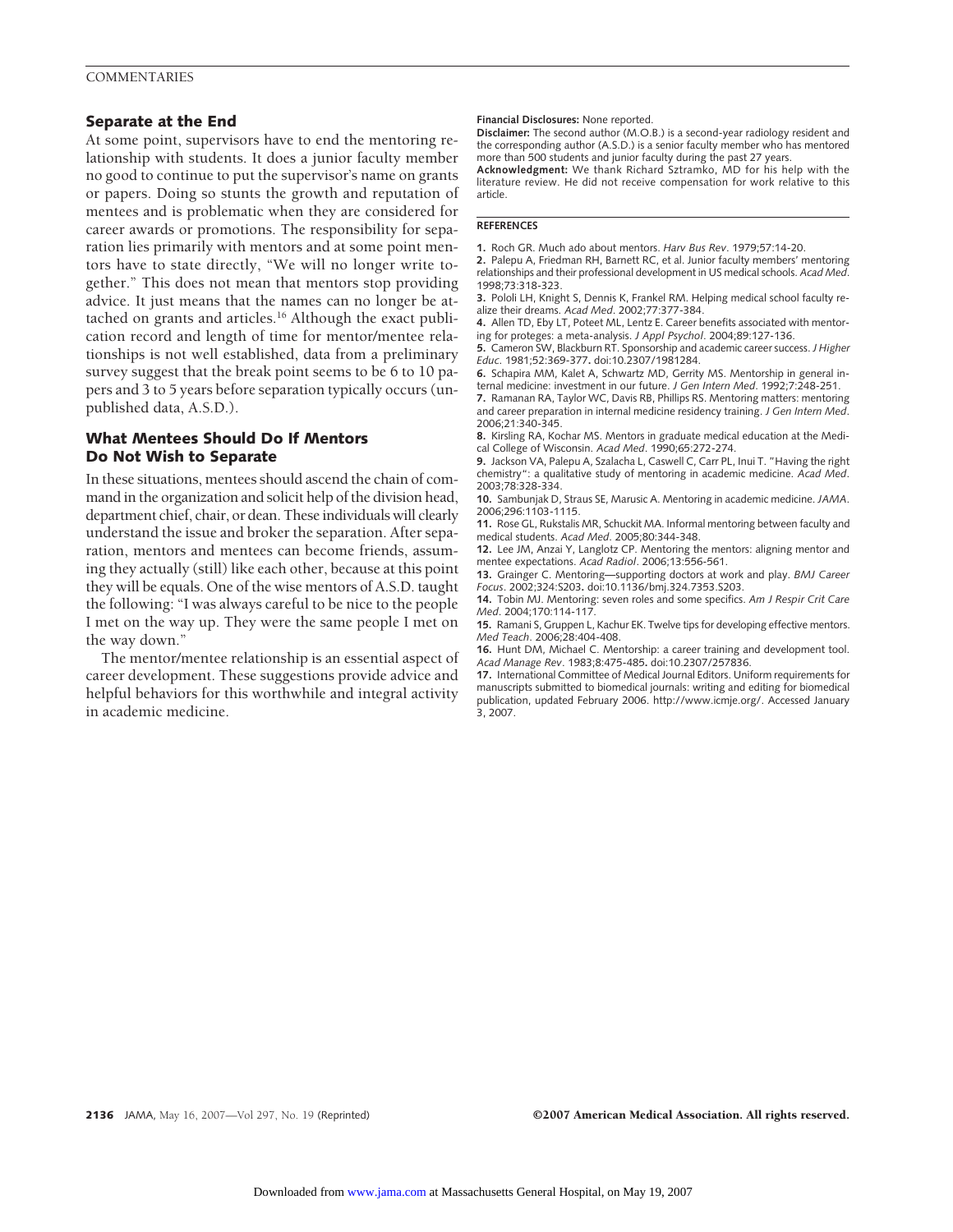### Separate at the End

At some point, supervisors have to end the mentoring relationship with students. It does a junior faculty member no good to continue to put the supervisor's name on grants or papers. Doing so stunts the growth and reputation of mentees and is problematic when they are considered for career awards or promotions. The responsibility for separation lies primarily with mentors and at some point mentors have to state directly, "We will no longer write together." This does not mean that mentors stop providing advice. It just means that the names can no longer be attached on grants and articles.[16] Although the exact publication record and length of time for mentor/mentee relationships is not well established, data from a preliminary survey suggest that the break point seems to be 6 to 10 papers and 3 to 5 years before separation typically occurs (unpublished data, A.S.D.).

### What Mentees Should Do If Mentors Do Not Wish to Separate

In these situations, mentees should ascend the chain of command in the organization and solicit help of the division head, department chief, chair, or dean. These individuals will clearly understand the issue and broker the separation. After separation, mentors and mentees can become friends, assuming they actually (still) like each other, because at this point they will be equals. One of the wise mentors of A.S.D. taught the following: "I was always careful to be nice to the people I met on the way up. They were the same people I met on the way down."

The mentor/mentee relationship is an essential aspect of career development. These suggestions provide advice and helpful behaviors for this worthwhile and integral activity in academic medicine.

**Financial Disclosures:** None reported.

**Disclaimer:** The second author (M.O.B.) is a second-year radiology resident and the corresponding author (A.S.D.) is a senior faculty member who has mentored more than 500 students and junior faculty during the past 27 years.

**Acknowledgment:** We thank Richard Sztramko, MD for his help with the literature review. He did not receive compensation for work relative to this article.

#### REFERENCES

1. Roch GR. Much ado about mentors. *Harv Bus Rev*. 1979;57:14-20.
2. Palepu A, Friedman RH, Barnett RC, et al. Junior faculty members' mentoring relationships and their professional development in US medical schools. *Acad Med*. 1998;73:318-323.
3. Pololi LH, Knight S, Dennis K, Frankel RM. Helping medical school faculty realize their dreams. *Acad Med*. 2002;77:377-384.
4. Allen TD, Eby LT, Poteet ML, Lentz E. Career benefits associated with mentoring for proteges: a meta-analysis. *J Appl Psychol*. 2004;89:127-136.
5. Cameron SW, Blackburn RT. Sponsorship and academic career success. *J Higher Educ*. 1981;52:369-377. doi:10.2307/1981284.
6. Schapira MM, Kalet A, Schwartz MD, Gerrity MS. Mentorship in general internal medicine: investment in our future. *J Gen Intern Med*. 1992;7:248-251.
7. Ramanan RA, Taylor WC, Davis RB, Phillips RS. Mentoring matters: mentoring and career preparation in internal medicine residency training. *J Gen Intern Med*. 2006;21:340-345.
8. Kirsling RA, Kochar MS. Mentors in graduate medical education at the Medical College of Wisconsin. *Acad Med*. 1990;65:272-274.
9. Jackson VA, Palepu A, Szalacha L, Caswell C, Carr PL, Inui T. "Having the right chemistry": a qualitative study of mentoring in academic medicine. *Acad Med*. 2003;78:328-334.
10. Sambunjak D, Straus SE, Marusic A. Mentoring in academic medicine. *JAMA*. 2006;296:1103-1115.
11. Rose GL, Rukstalis MR, Schuckit MA. Informal mentoring between faculty and medical students. *Acad Med*. 2005;80:344-348.
12. Lee JM, Anzai Y, Langlotz CP. Mentoring the mentors: aligning mentor and mentee expectations. *Acad Radiol*. 2006;13:556-561.
13. Grainger C. Mentoring—supporting doctors at work and play. *BMJ Career Focus*. 2002;324:S203. doi:10.1136/bmj.324.7353.S203.
14. Tobin MJ. Mentoring: seven roles and some specifics. *Am J Respir Crit Care Med*. 2004;170:114-117.
15. Ramani S, Gruppen L, Kachur EK. Twelve tips for developing effective mentors. *Med Teach*. 2006;28:404-408.
16. Hunt DM, Michael C. Mentorship: a career training and development tool. *Acad Manage Rev*. 1983;8:475-485. doi:10.2307/257836.
17. International Committee of Medical Journal Editors. Uniform requirements for manuscripts submitted to biomedical journals: writing and editing for biomedical publication, updated February 2006. http://www.icmje.org/. Accessed January 3, 2007.